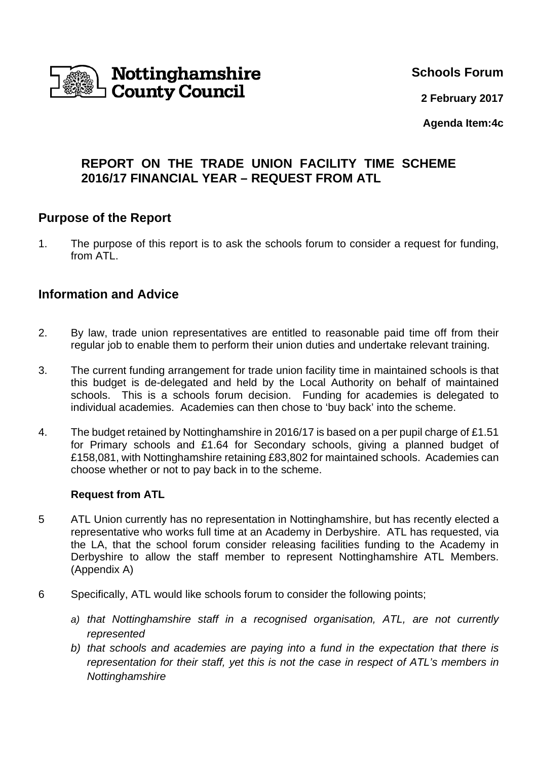Nottinghamshire County Council

**Schools Forum**

**2 February 2017**

**Agenda Item:4c**

# REPORT ON THE TRADE UNION FACILITY TIME SCHEME 2016/17 FINANCIAL YEAR – REQUEST FROM ATL

## Purpose of the Report

1. The purpose of this report is to ask the schools forum to consider a request for funding, from ATL.

## Information and Advice

2. By law, trade union representatives are entitled to reasonable paid time off from their regular job to enable them to perform their union duties and undertake relevant training.

3. The current funding arrangement for trade union facility time in maintained schools is that this budget is de-delegated and held by the Local Authority on behalf of maintained schools. This is a schools forum decision. Funding for academies is delegated to individual academies. Academies can then chose to 'buy back' into the scheme.

4. The budget retained by Nottinghamshire in 2016/17 is based on a per pupil charge of £1.51 for Primary schools and £1.64 for Secondary schools, giving a planned budget of £158,081, with Nottinghamshire retaining £83,802 for maintained schools. Academies can choose whether or not to pay back in to the scheme.

### Request from ATL

5 ATL Union currently has no representation in Nottinghamshire, but has recently elected a representative who works full time at an Academy in Derbyshire. ATL has requested, via the LA, that the school forum consider releasing facilities funding to the Academy in Derbyshire to allow the staff member to represent Nottinghamshire ATL Members. (Appendix A)

6 Specifically, ATL would like schools forum to consider the following points;

a) *that Nottinghamshire staff in a recognised organisation, ATL, are not currently represented*
b) *that schools and academies are paying into a fund in the expectation that there is representation for their staff, yet this is not the case in respect of ATL's members in Nottinghamshire*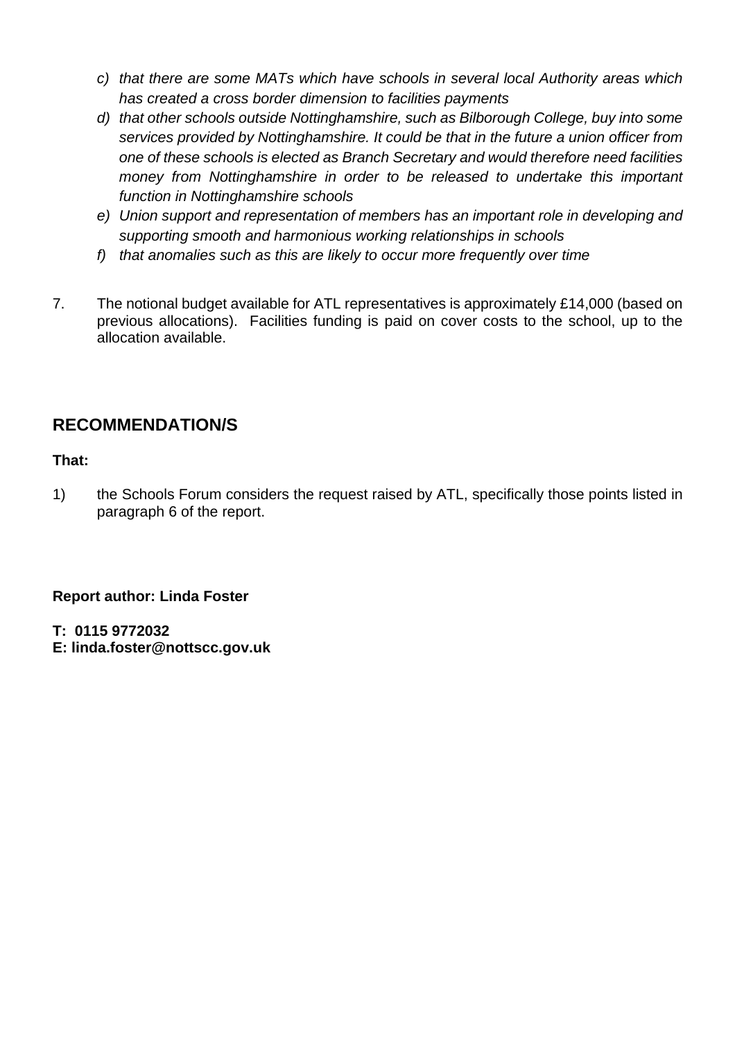*c) that there are some MATs which have schools in several local Authority areas which has created a cross border dimension to facilities payments*

*d) that other schools outside Nottinghamshire, such as Bilborough College, buy into some services provided by Nottinghamshire. It could be that in the future a union officer from one of these schools is elected as Branch Secretary and would therefore need facilities money from Nottinghamshire in order to be released to undertake this important function in Nottinghamshire schools*

*e) Union support and representation of members has an important role in developing and supporting smooth and harmonious working relationships in schools*

*f) that anomalies such as this are likely to occur more frequently over time*

7. The notional budget available for ATL representatives is approximately £14,000 (based on previous allocations). Facilities funding is paid on cover costs to the school, up to the allocation available.

## RECOMMENDATION/S

**That:**

1) the Schools Forum considers the request raised by ATL, specifically those points listed in paragraph 6 of the report.

**Report author: Linda Foster**

**T: 0115 9772032**
**E: linda.foster@nottscc.gov.uk**